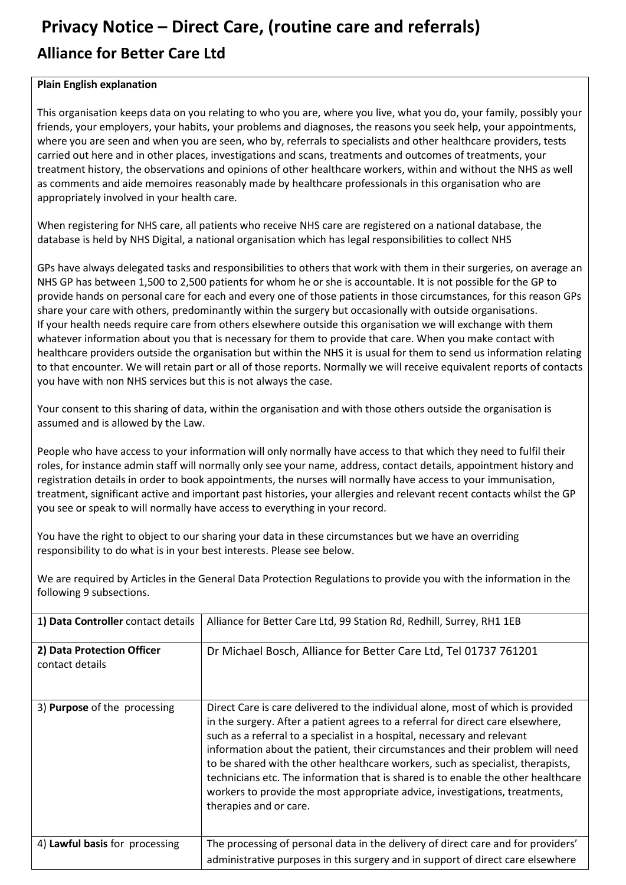# Privacy Notice – Direct Care, (routine care and referrals)

## Alliance for Better Care Ltd

**Plain English explanation**

This organisation keeps data on you relating to who you are, where you live, what you do, your family, possibly your friends, your employers, your habits, your problems and diagnoses, the reasons you seek help, your appointments, where you are seen and when you are seen, who by, referrals to specialists and other healthcare providers, tests carried out here and in other places, investigations and scans, treatments and outcomes of treatments, your treatment history, the observations and opinions of other healthcare workers, within and without the NHS as well as comments and aide memoires reasonably made by healthcare professionals in this organisation who are appropriately involved in your health care.

When registering for NHS care, all patients who receive NHS care are registered on a national database, the database is held by NHS Digital, a national organisation which has legal responsibilities to collect NHS

GPs have always delegated tasks and responsibilities to others that work with them in their surgeries, on average an NHS GP has between 1,500 to 2,500 patients for whom he or she is accountable. It is not possible for the GP to provide hands on personal care for each and every one of those patients in those circumstances, for this reason GPs share your care with others, predominantly within the surgery but occasionally with outside organisations.
If your health needs require care from others elsewhere outside this organisation we will exchange with them whatever information about you that is necessary for them to provide that care. When you make contact with healthcare providers outside the organisation but within the NHS it is usual for them to send us information relating to that encounter. We will retain part or all of those reports. Normally we will receive equivalent reports of contacts you have with non NHS services but this is not always the case.

Your consent to this sharing of data, within the organisation and with those others outside the organisation is assumed and is allowed by the Law.

People who have access to your information will only normally have access to that which they need to fulfil their roles, for instance admin staff will normally only see your name, address, contact details, appointment history and registration details in order to book appointments, the nurses will normally have access to your immunisation, treatment, significant active and important past histories, your allergies and relevant recent contacts whilst the GP you see or speak to will normally have access to everything in your record.

You have the right to object to our sharing your data in these circumstances but we have an overriding responsibility to do what is in your best interests. Please see below.

We are required by Articles in the General Data Protection Regulations to provide you with the information in the following 9 subsections.

| | |
|---|---|
| 1**) Data Controller** contact details | Alliance for Better Care Ltd, 99 Station Rd, Redhill, Surrey, RH1 1EB |
| **2) Data Protection Officer** contact details | Dr Michael Bosch, Alliance for Better Care Ltd, Tel 01737 761201 |
| 3) **Purpose** of the processing | Direct Care is care delivered to the individual alone, most of which is provided in the surgery. After a patient agrees to a referral for direct care elsewhere, such as a referral to a specialist in a hospital, necessary and relevant information about the patient, their circumstances and their problem will need to be shared with the other healthcare workers, such as specialist, therapists, technicians etc. The information that is shared is to enable the other healthcare workers to provide the most appropriate advice, investigations, treatments, therapies and or care. |
| 4) **Lawful basis** for processing | The processing of personal data in the delivery of direct care and for providers' administrative purposes in this surgery and in support of direct care elsewhere |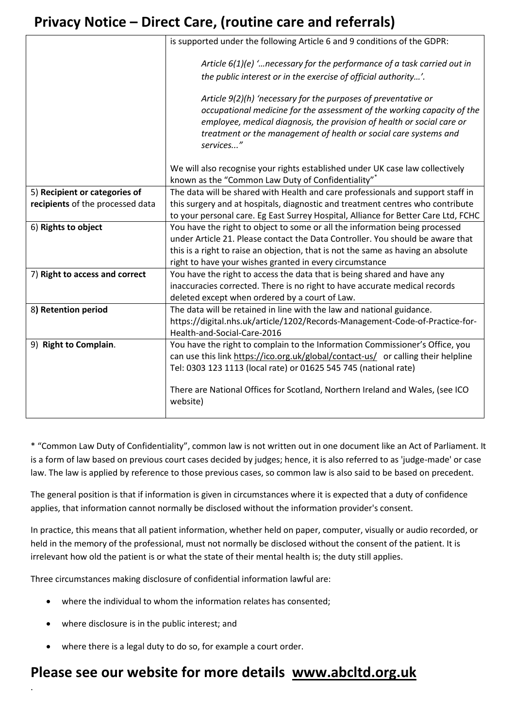# Privacy Notice – Direct Care, (routine care and referrals)

| | |
|---|---|
| | is supported under the following Article 6 and 9 conditions of the GDPR:<br><br>*Article 6(1)(e) '…necessary for the performance of a task carried out in the public interest or in the exercise of official authority…'.*<br><br>*Article 9(2)(h) 'necessary for the purposes of preventative or occupational medicine for the assessment of the working capacity of the employee, medical diagnosis, the provision of health or social care or treatment or the management of health or social care systems and services..."*<br><br>We will also recognise your rights established under UK case law collectively known as the "Common Law Duty of Confidentiality"* |
| 5) **Recipient or categories of recipients** of the processed data | The data will be shared with Health and care professionals and support staff in this surgery and at hospitals, diagnostic and treatment centres who contribute to your personal care. Eg East Surrey Hospital, Alliance for Better Care Ltd, FCHC |
| 6) **Rights to object** | You have the right to object to some or all the information being processed under Article 21. Please contact the Data Controller. You should be aware that this is a right to raise an objection, that is not the same as having an absolute right to have your wishes granted in every circumstance |
| 7) **Right to access and correct** | You have the right to access the data that is being shared and have any inaccuracies corrected. There is no right to have accurate medical records deleted except when ordered by a court of Law. |
| 8**) Retention period** | The data will be retained in line with the law and national guidance. https://digital.nhs.uk/article/1202/Records-Management-Code-of-Practice-for-Health-and-Social-Care-2016 |
| 9) **Right to Complain**. | You have the right to complain to the Information Commissioner's Office, you can use this link https://ico.org.uk/global/contact-us/ or calling their helpline Tel: 0303 123 1113 (local rate) or 01625 545 745 (national rate)<br><br>There are National Offices for Scotland, Northern Ireland and Wales, (see ICO website) |

* "Common Law Duty of Confidentiality", common law is not written out in one document like an Act of Parliament. It is a form of law based on previous court cases decided by judges; hence, it is also referred to as 'judge-made' or case law. The law is applied by reference to those previous cases, so common law is also said to be based on precedent.

The general position is that if information is given in circumstances where it is expected that a duty of confidence applies, that information cannot normally be disclosed without the information provider's consent.

In practice, this means that all patient information, whether held on paper, computer, visually or audio recorded, or held in the memory of the professional, must not normally be disclosed without the consent of the patient. It is irrelevant how old the patient is or what the state of their mental health is; the duty still applies.

Three circumstances making disclosure of confidential information lawful are:

- where the individual to whom the information relates has consented;
- where disclosure is in the public interest; and
- where there is a legal duty to do so, for example a court order.

## Please see our website for more details www.abcltd.org.uk